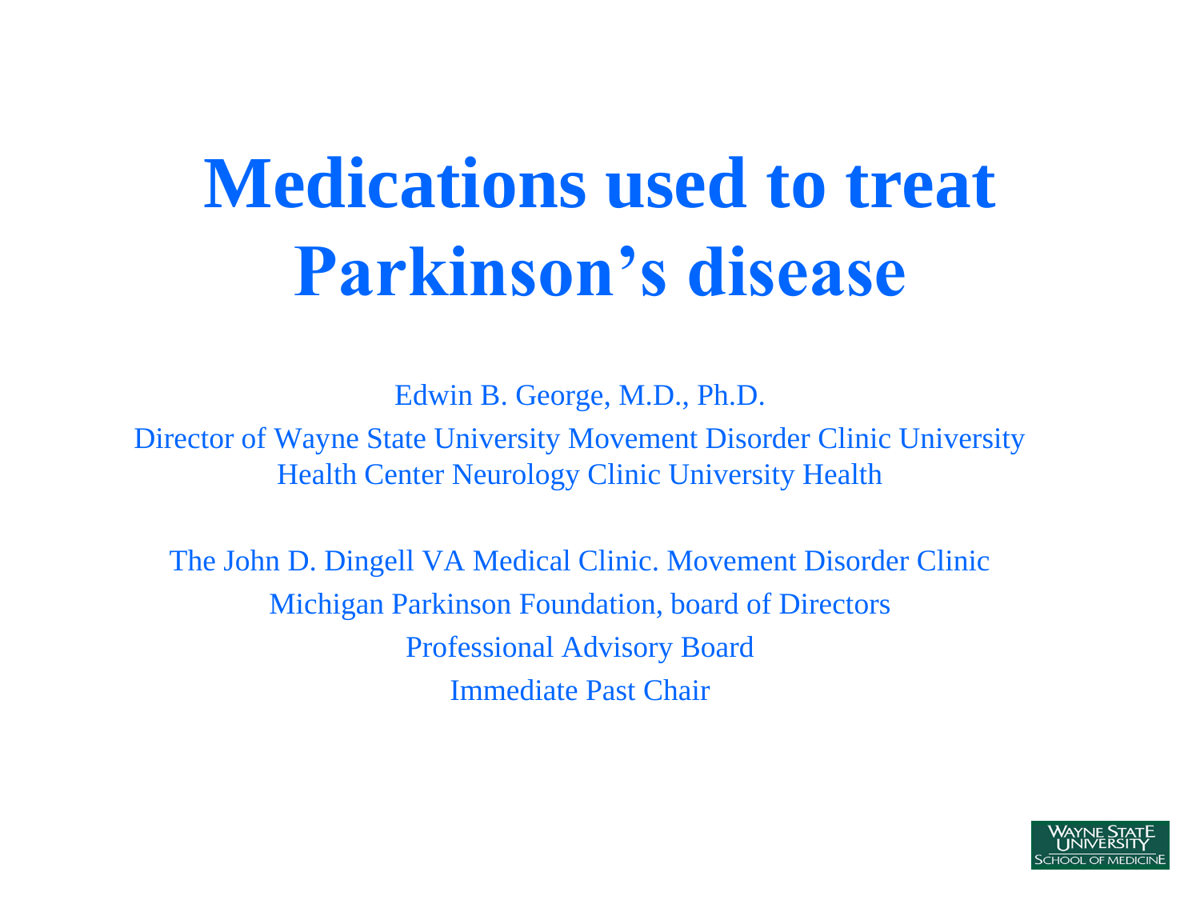# Medications used to treat Parkinson's disease

Edwin B. George, M.D., Ph.D.

Director of Wayne State University Movement Disorder Clinic University Health Center Neurology Clinic University Health

The John D. Dingell VA Medical Clinic. Movement Disorder Clinic

Michigan Parkinson Foundation, board of Directors

Professional Advisory Board

Immediate Past Chair

WAYNE STATE UNIVERSITY SCHOOL OF MEDICINE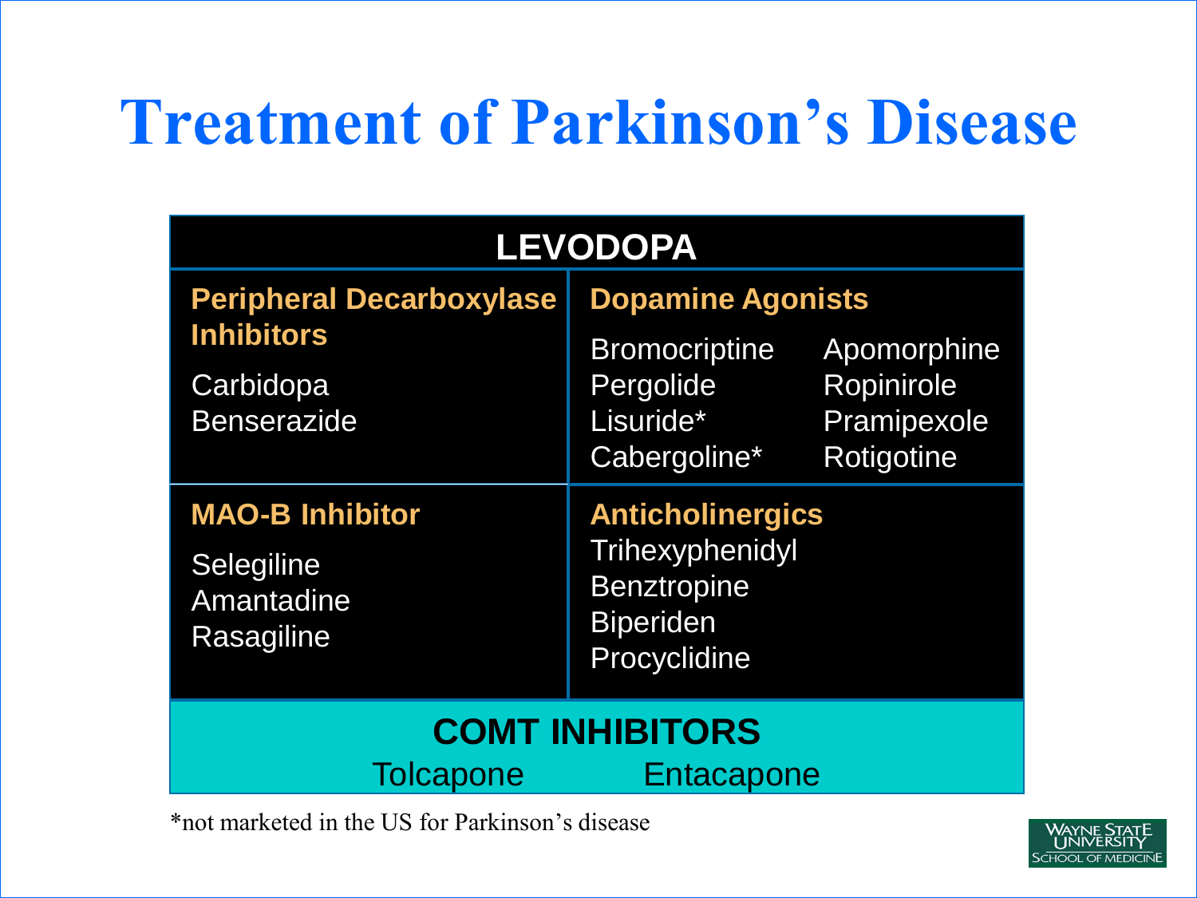# Treatment of Parkinson's Disease

## LEVODOPA

| **Peripheral Decarboxylase Inhibitors** | **Dopamine Agonists** | |
|---|---|---|
| Carbidopa | Bromocriptine | Apomorphine |
| Benserazide | Pergolide | Ropinirole |
| | Lisuride* | Pramipexole |
| | Cabergoline* | Rotigotine |

| **MAO-B Inhibitor** | **Anticholinergics** |
|---|---|
| Selegiline | Trihexyphenidyl |
| Amantadine | Benztropine |
| Rasagiline | Biperiden |
| | Procyclidine |

### COMT INHIBITORS

Tolcapone    Entacapone

*not marketed in the US for Parkinson's disease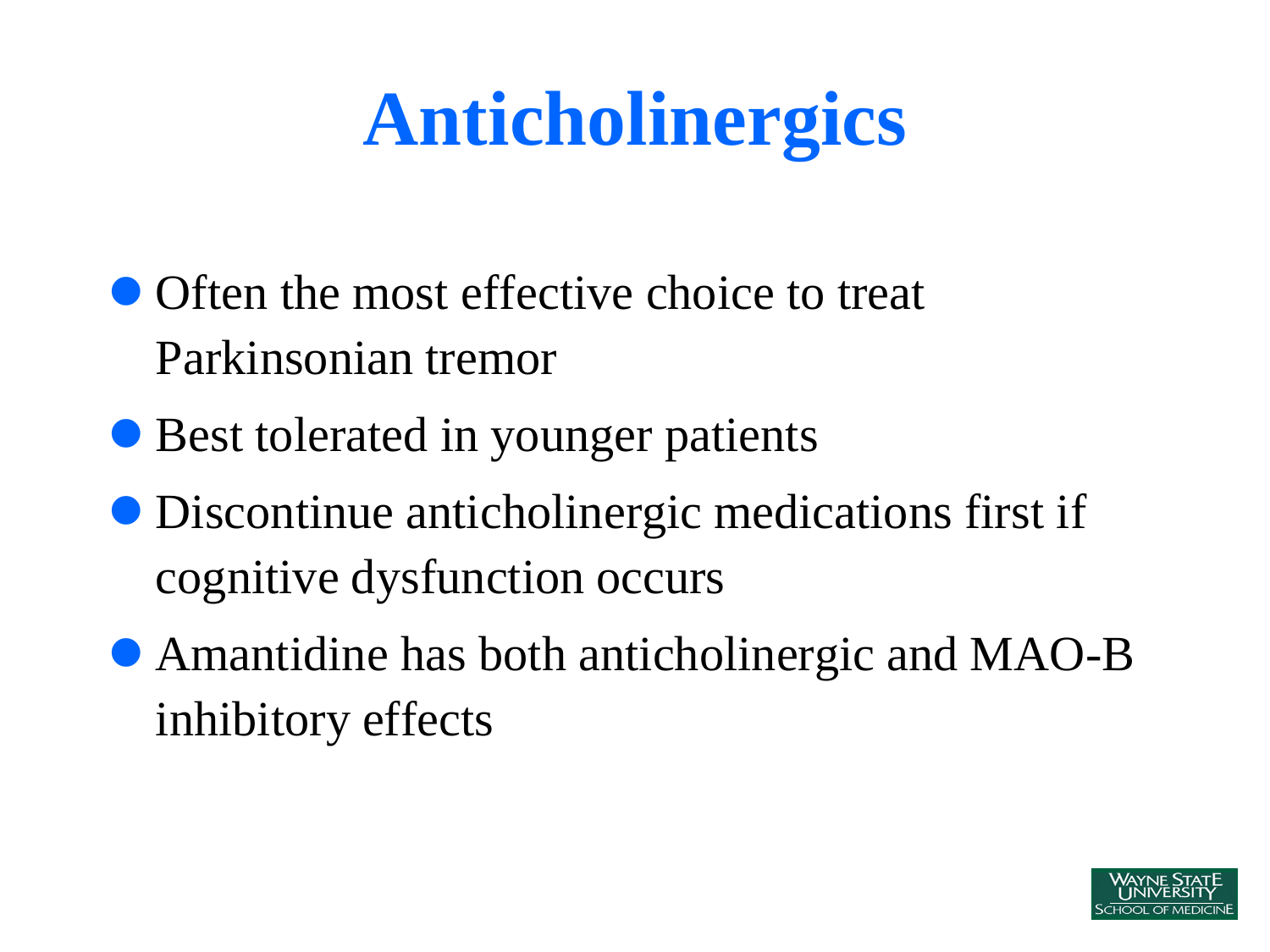# Anticholinergics

- Often the most effective choice to treat Parkinsonian tremor
- Best tolerated in younger patients
- Discontinue anticholinergic medications first if cognitive dysfunction occurs
- Amantidine has both anticholinergic and MAO-B inhibitory effects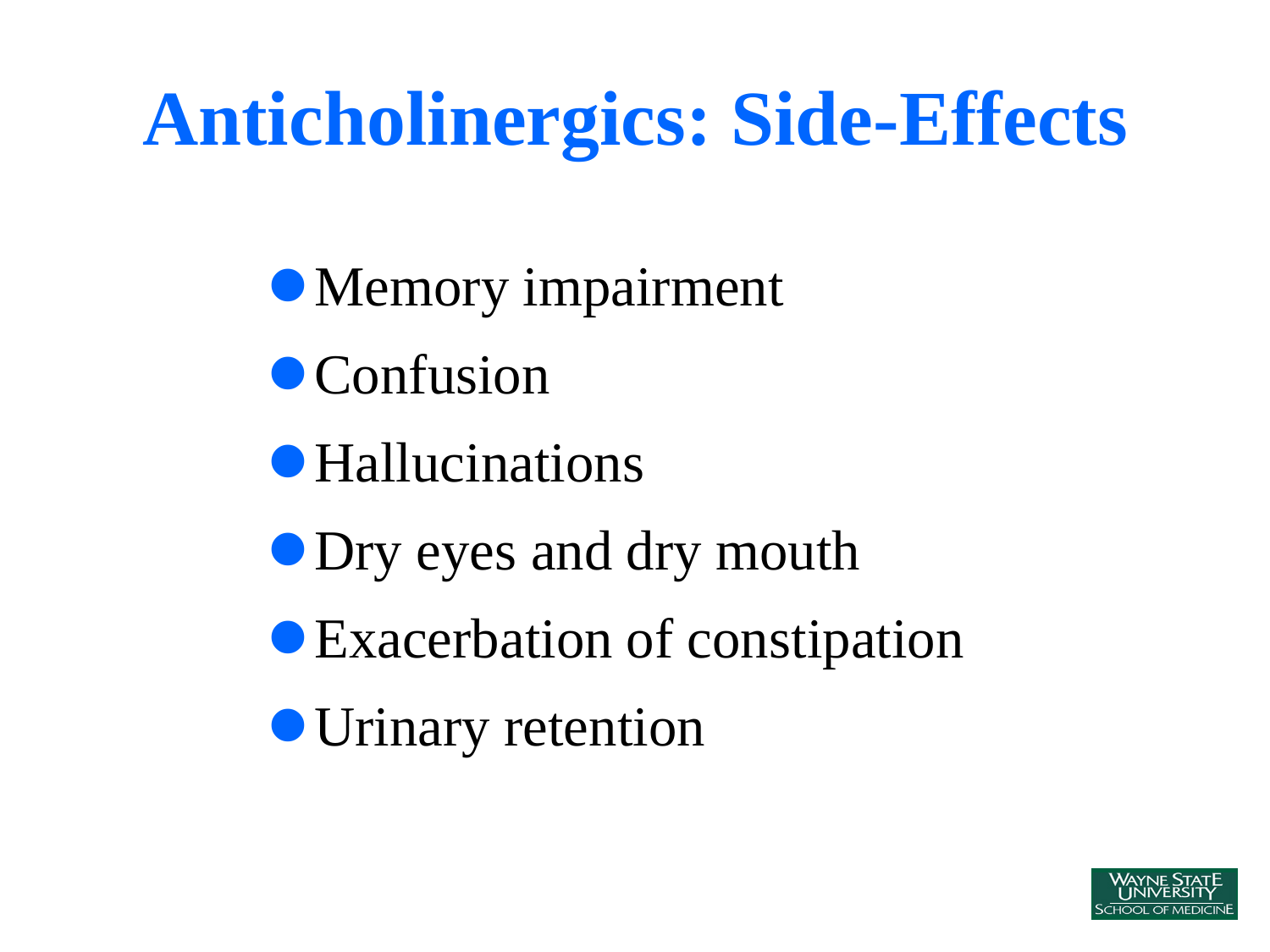# Anticholinergics: Side-Effects

- Memory impairment
- Confusion
- Hallucinations
- Dry eyes and dry mouth
- Exacerbation of constipation
- Urinary retention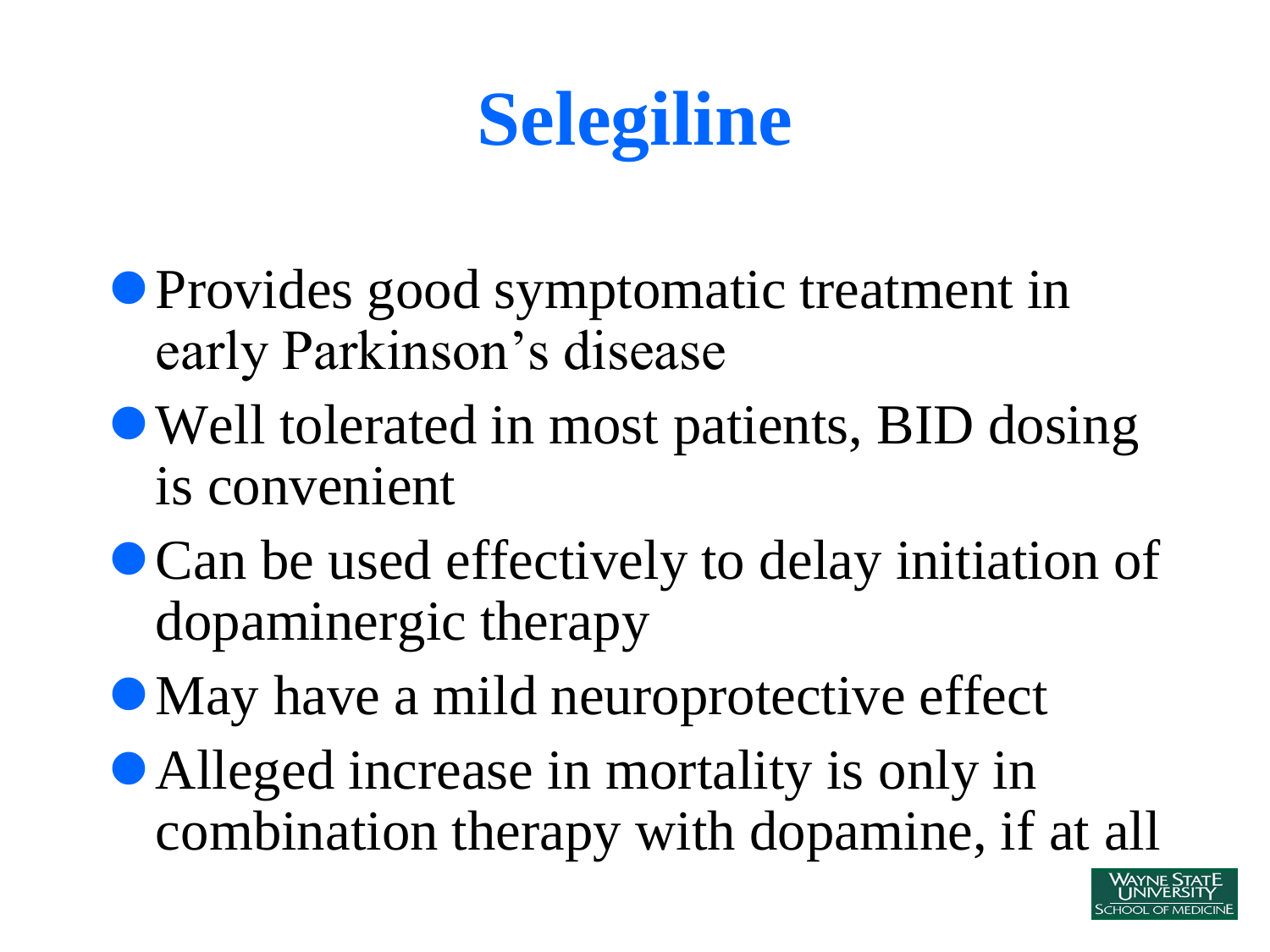# Selegiline

- Provides good symptomatic treatment in early Parkinson's disease
- Well tolerated in most patients, BID dosing is convenient
- Can be used effectively to delay initiation of dopaminergic therapy
- May have a mild neuroprotective effect
- Alleged increase in mortality is only in combination therapy with dopamine, if at all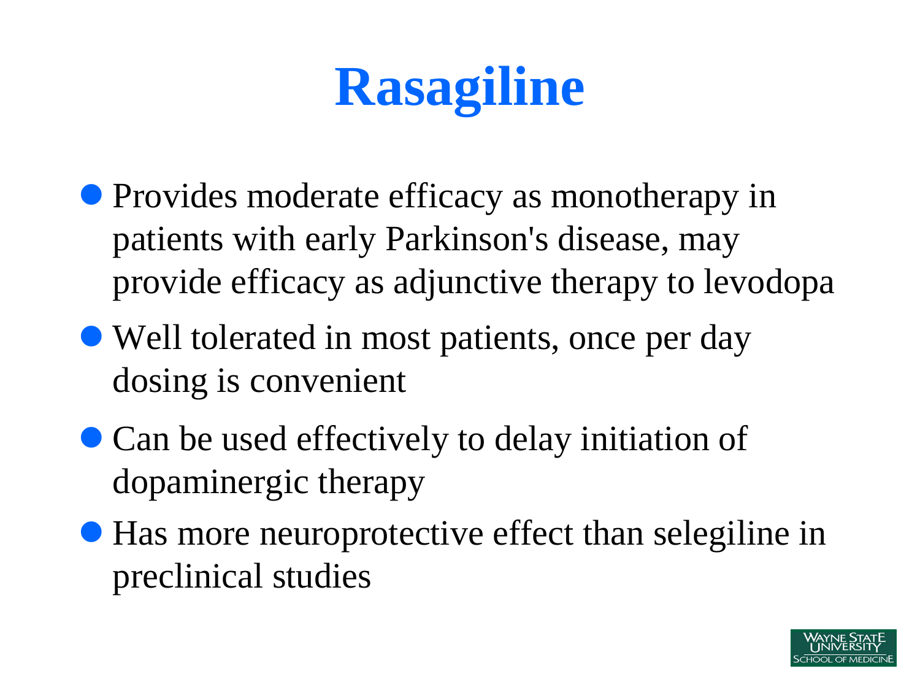# Rasagiline

- Provides moderate efficacy as monotherapy in patients with early Parkinson's disease, may provide efficacy as adjunctive therapy to levodopa
- Well tolerated in most patients, once per day dosing is convenient
- Can be used effectively to delay initiation of dopaminergic therapy
- Has more neuroprotective effect than selegiline in preclinical studies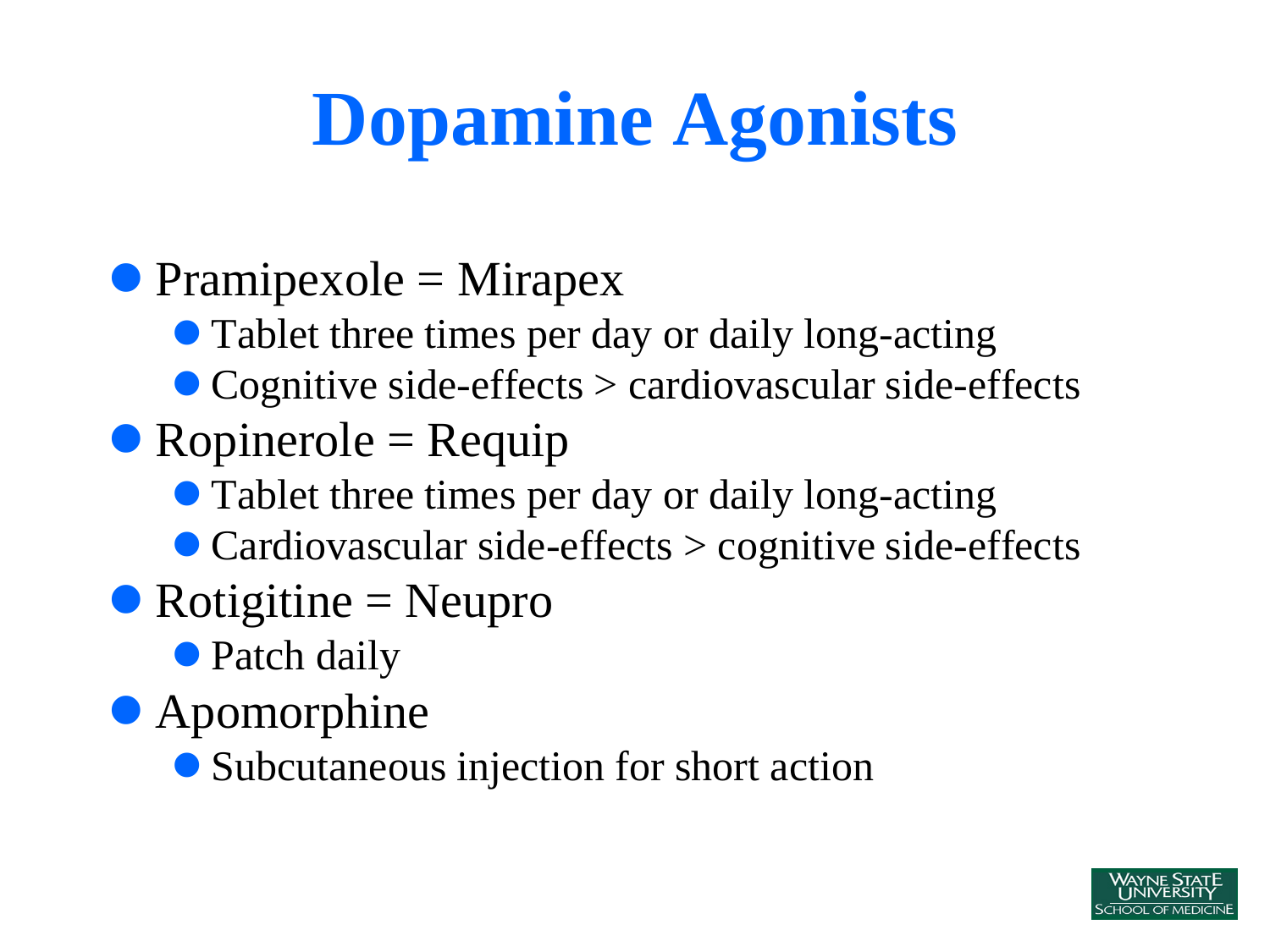# Dopamine Agonists

- Pramipexole = Mirapex
  - Tablet three times per day or daily long-acting
  - Cognitive side-effects > cardiovascular side-effects
- Ropinerole = Requip
  - Tablet three times per day or daily long-acting
  - Cardiovascular side-effects > cognitive side-effects
- Rotigitine = Neupro
  - Patch daily
- Apomorphine
  - Subcutaneous injection for short action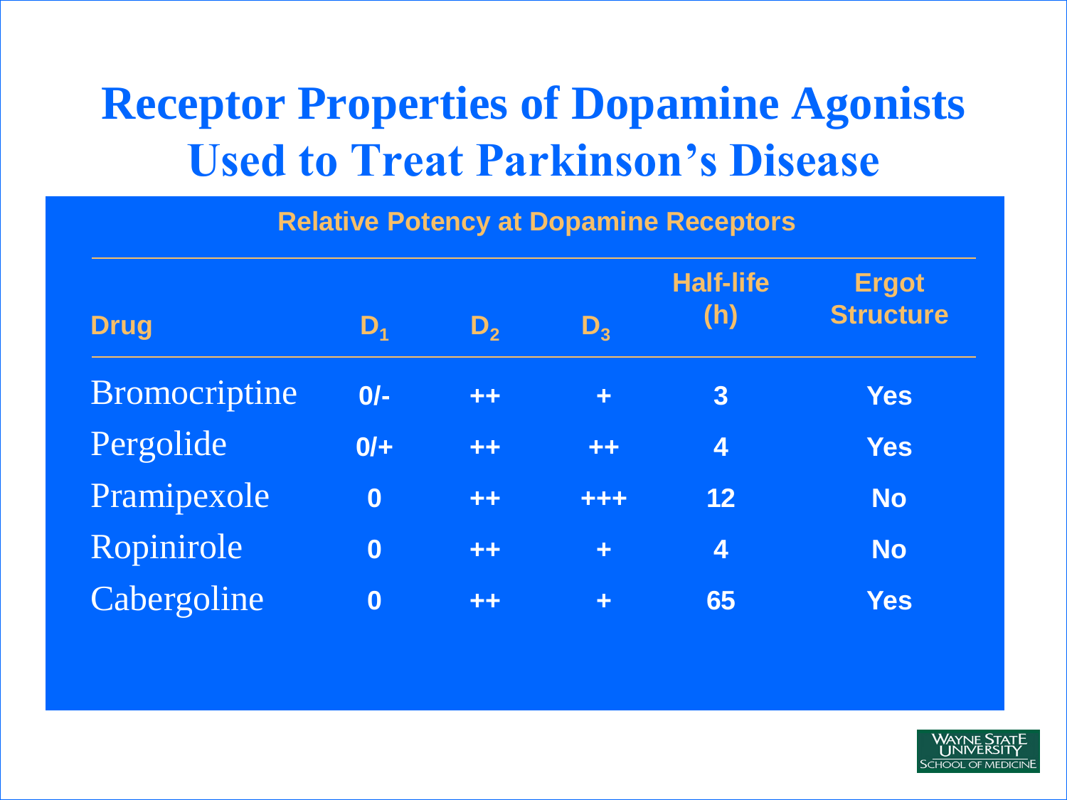# Receptor Properties of Dopamine Agonists Used to Treat Parkinson's Disease

**Relative Potency at Dopamine Receptors**

| Drug | $D_1$ | $D_2$ | $D_3$ | Half-life (h) | Ergot Structure |
|---|---|---|---|---|---|
| Bromocriptine | 0/- | ++ | + | 3 | Yes |
| Pergolide | 0/+ | ++ | ++ | 4 | Yes |
| Pramipexole | 0 | ++ | +++ | 12 | No |
| Ropinirole | 0 | ++ | + | 4 | No |
| Cabergoline | 0 | ++ | + | 65 | Yes |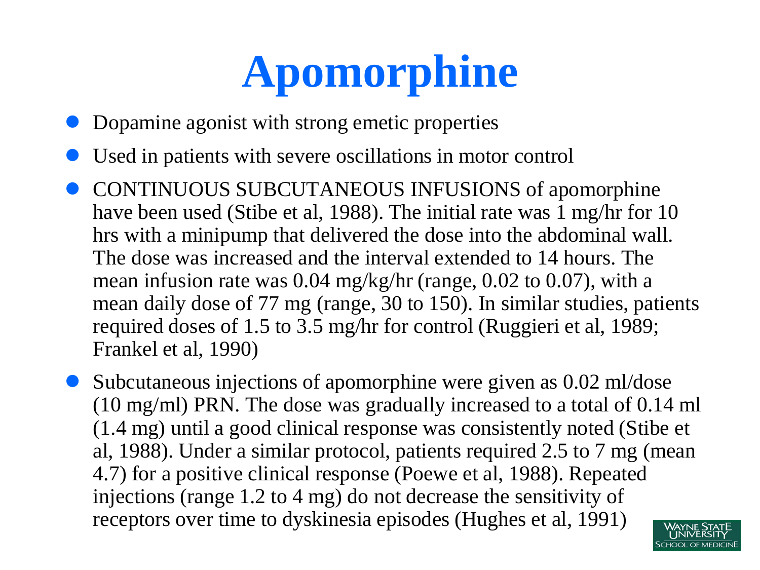# Apomorphine

- Dopamine agonist with strong emetic properties
- Used in patients with severe oscillations in motor control
- CONTINUOUS SUBCUTANEOUS INFUSIONS of apomorphine have been used (Stibe et al, 1988). The initial rate was 1 mg/hr for 10 hrs with a minipump that delivered the dose into the abdominal wall. The dose was increased and the interval extended to 14 hours. The mean infusion rate was 0.04 mg/kg/hr (range, 0.02 to 0.07), with a mean daily dose of 77 mg (range, 30 to 150). In similar studies, patients required doses of 1.5 to 3.5 mg/hr for control (Ruggieri et al, 1989; Frankel et al, 1990)
- Subcutaneous injections of apomorphine were given as 0.02 ml/dose (10 mg/ml) PRN. The dose was gradually increased to a total of 0.14 ml (1.4 mg) until a good clinical response was consistently noted (Stibe et al, 1988). Under a similar protocol, patients required 2.5 to 7 mg (mean 4.7) for a positive clinical response (Poewe et al, 1988). Repeated injections (range 1.2 to 4 mg) do not decrease the sensitivity of receptors over time to dyskinesia episodes (Hughes et al, 1991)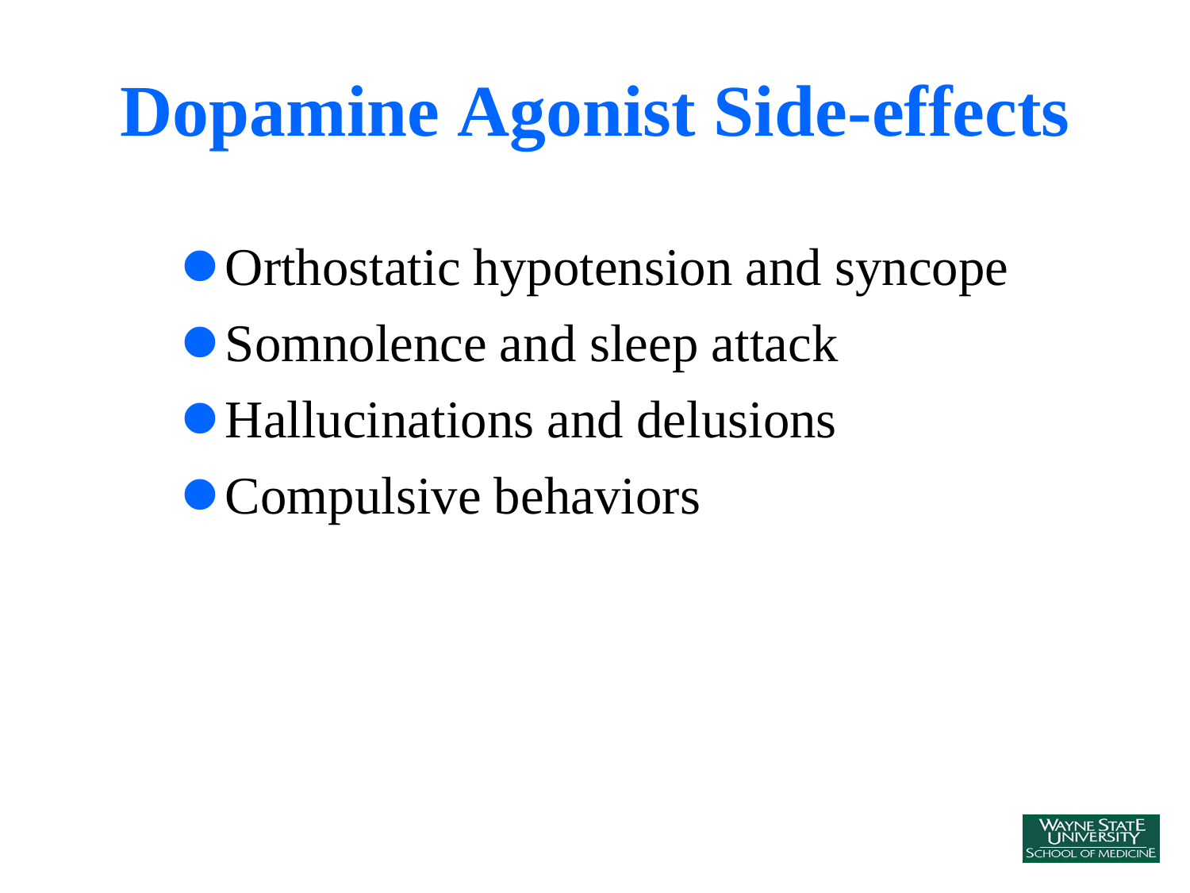# Dopamine Agonist Side-effects

- Orthostatic hypotension and syncope
- Somnolence and sleep attack
- Hallucinations and delusions
- Compulsive behaviors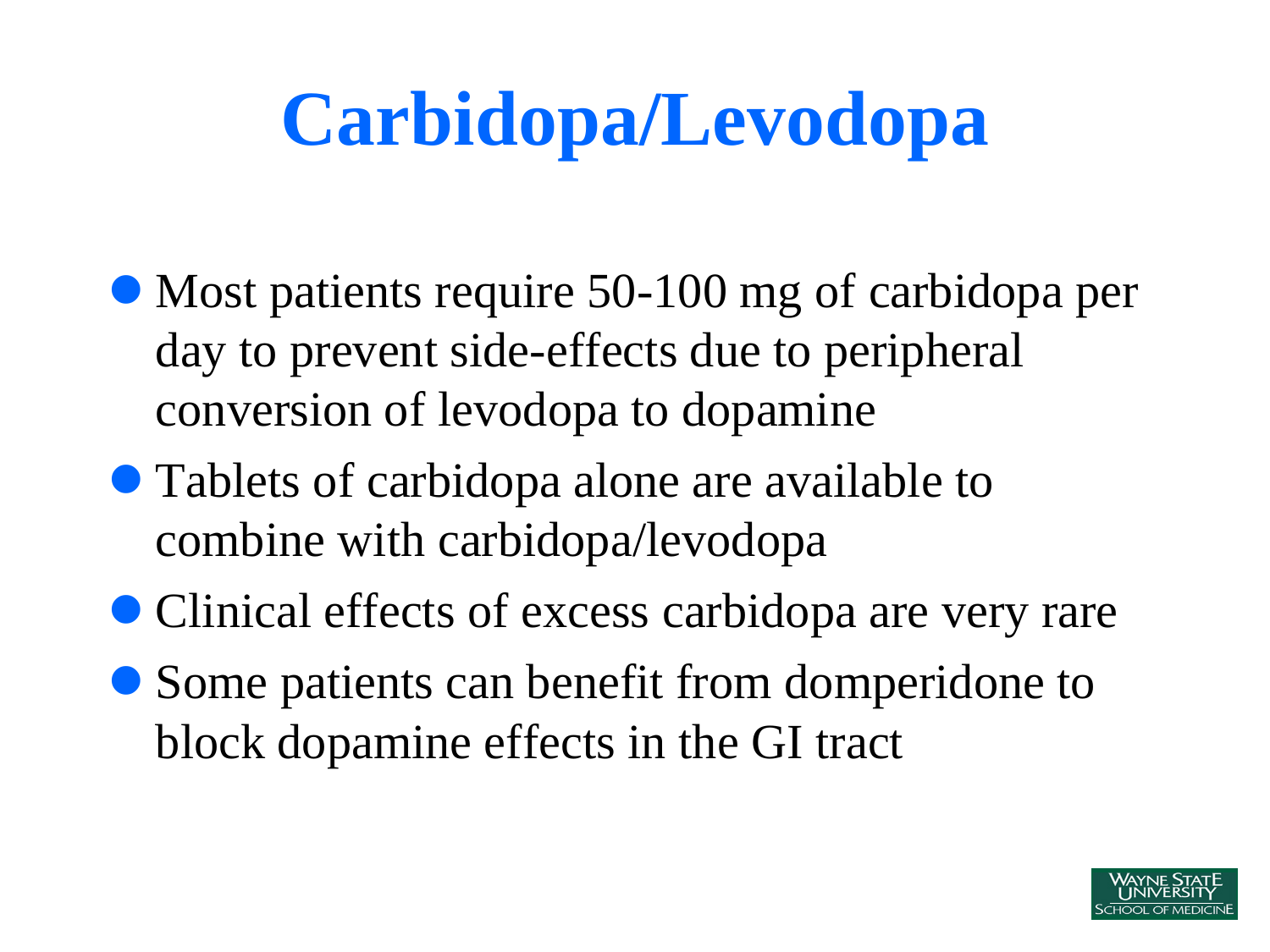# Carbidopa/Levodopa

- Most patients require 50-100 mg of carbidopa per day to prevent side-effects due to peripheral conversion of levodopa to dopamine
- Tablets of carbidopa alone are available to combine with carbidopa/levodopa
- Clinical effects of excess carbidopa are very rare
- Some patients can benefit from domperidone to block dopamine effects in the GI tract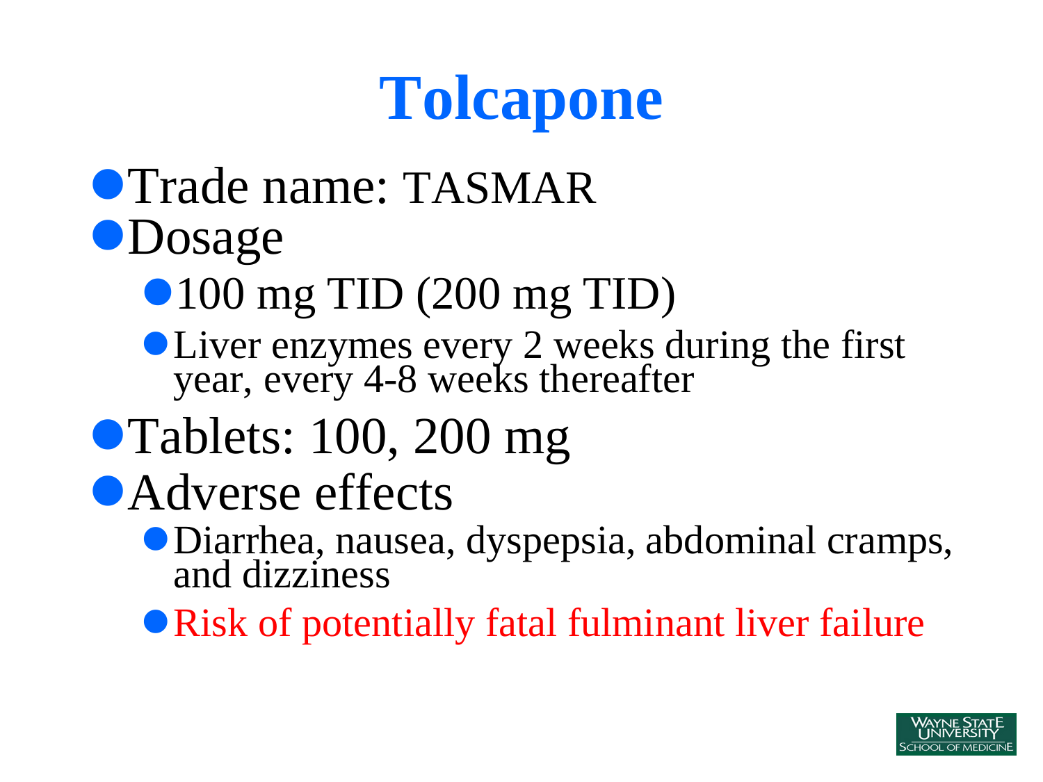# Tolcapone

- Trade name: TASMAR
- Dosage
  - 100 mg TID (200 mg TID)
  - Liver enzymes every 2 weeks during the first year, every 4-8 weeks thereafter
- Tablets: 100, 200 mg
- Adverse effects
  - Diarrhea, nausea, dyspepsia, abdominal cramps, and dizziness
  - Risk of potentially fatal fulminant liver failure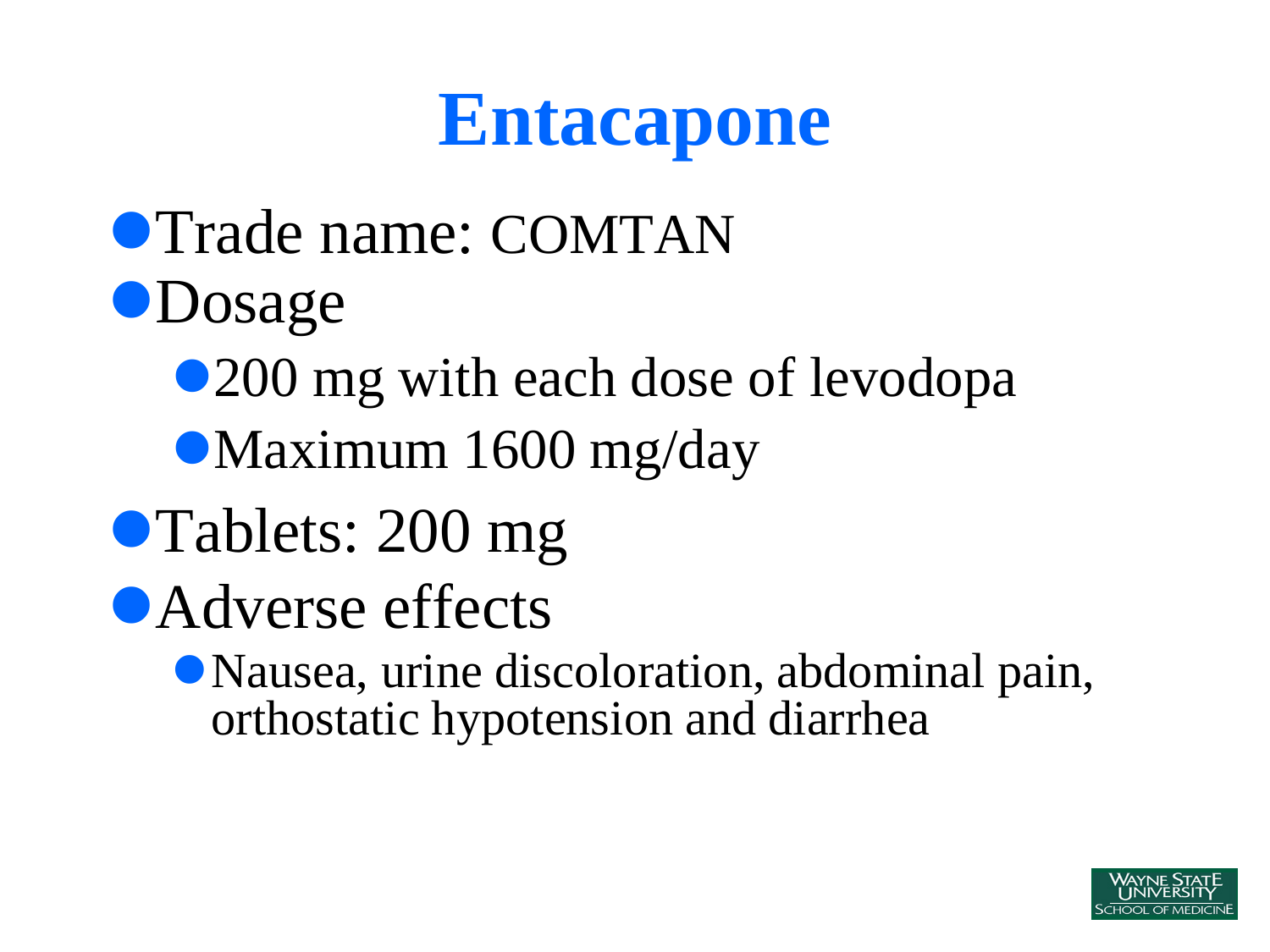# Entacapone

- Trade name: COMTAN
- Dosage
  - 200 mg with each dose of levodopa
  - Maximum 1600 mg/day
- Tablets: 200 mg
- Adverse effects
  - Nausea, urine discoloration, abdominal pain, orthostatic hypotension and diarrhea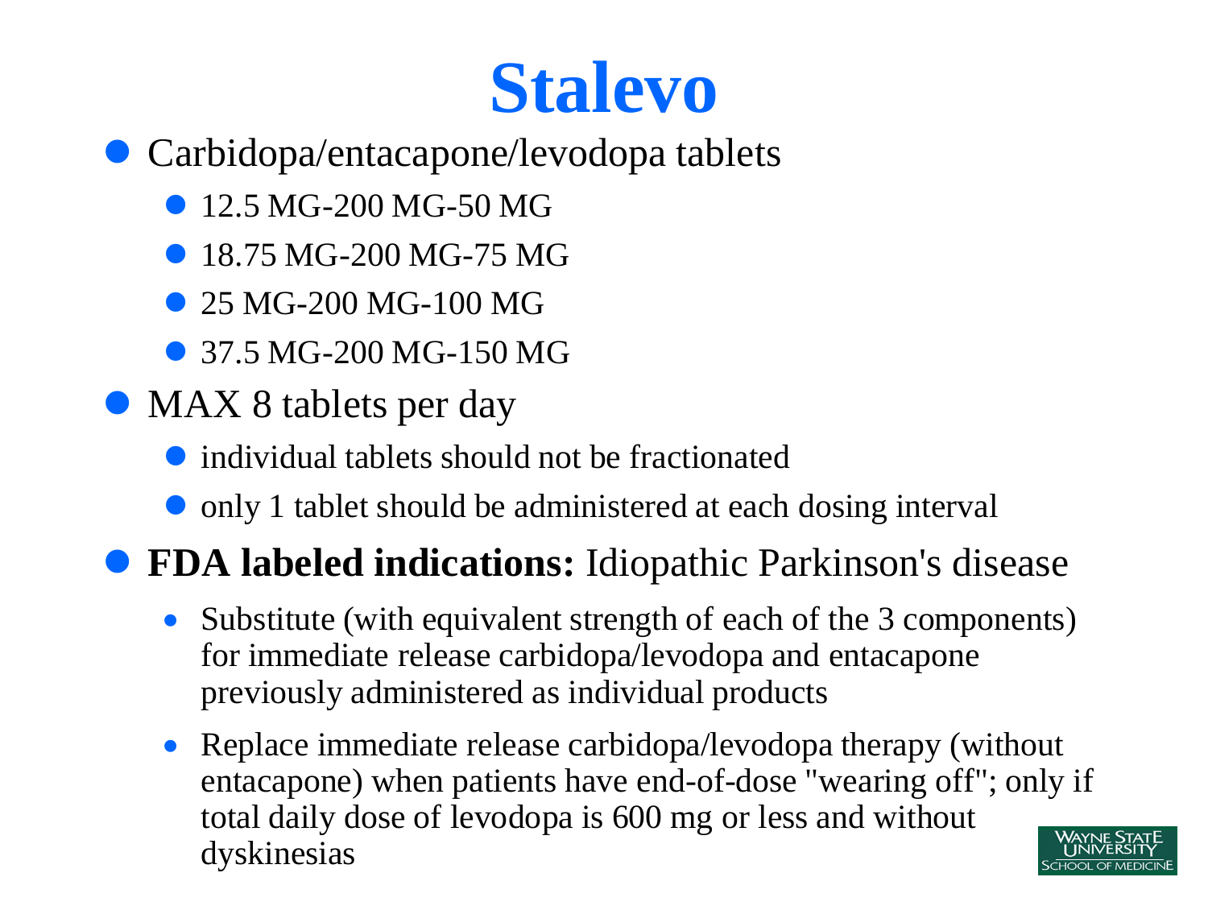# Stalevo

- Carbidopa/entacapone/levodopa tablets
  - 12.5 MG-200 MG-50 MG
  - 18.75 MG-200 MG-75 MG
  - 25 MG-200 MG-100 MG
  - 37.5 MG-200 MG-150 MG
- MAX 8 tablets per day
  - individual tablets should not be fractionated
  - only 1 tablet should be administered at each dosing interval
- **FDA labeled indications:** Idiopathic Parkinson's disease
  - Substitute (with equivalent strength of each of the 3 components) for immediate release carbidopa/levodopa and entacapone previously administered as individual products
  - Replace immediate release carbidopa/levodopa therapy (without entacapone) when patients have end-of-dose "wearing off"; only if total daily dose of levodopa is 600 mg or less and without dyskinesias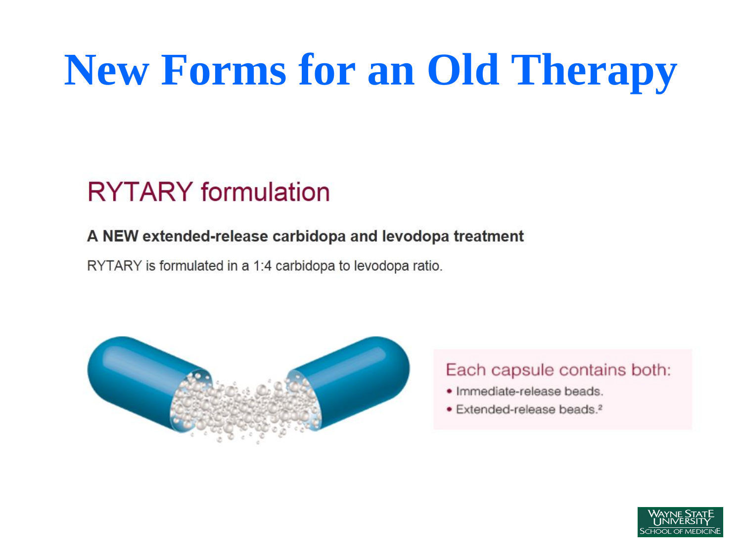# New Forms for an Old Therapy

## RYTARY formulation

**A NEW extended-release carbidopa and levodopa treatment**

RYTARY is formulated in a 1:4 carbidopa to levodopa ratio.

Each capsule contains both:

- Immediate-release beads.
- Extended-release beads.[2]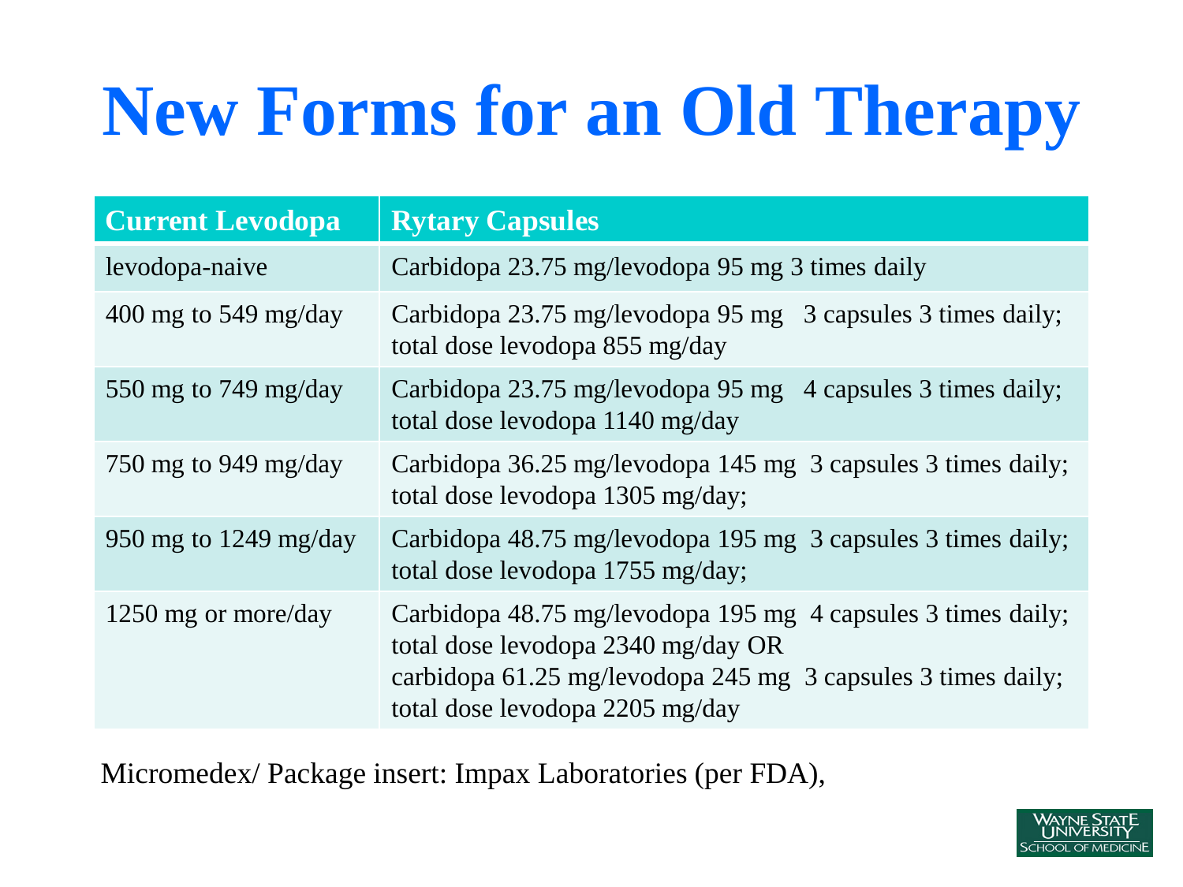# New Forms for an Old Therapy

| Current Levodopa | Rytary Capsules |
| --- | --- |
| levodopa-naive | Carbidopa 23.75 mg/levodopa 95 mg 3 times daily |
| 400 mg to 549 mg/day | Carbidopa 23.75 mg/levodopa 95 mg 3 capsules 3 times daily; total dose levodopa 855 mg/day |
| 550 mg to 749 mg/day | Carbidopa 23.75 mg/levodopa 95 mg 4 capsules 3 times daily; total dose levodopa 1140 mg/day |
| 750 mg to 949 mg/day | Carbidopa 36.25 mg/levodopa 145 mg 3 capsules 3 times daily; total dose levodopa 1305 mg/day; |
| 950 mg to 1249 mg/day | Carbidopa 48.75 mg/levodopa 195 mg 3 capsules 3 times daily; total dose levodopa 1755 mg/day; |
| 1250 mg or more/day | Carbidopa 48.75 mg/levodopa 195 mg 4 capsules 3 times daily; total dose levodopa 2340 mg/day OR carbidopa 61.25 mg/levodopa 245 mg 3 capsules 3 times daily; total dose levodopa 2205 mg/day |

Micromedex/ Package insert: Impax Laboratories (per FDA),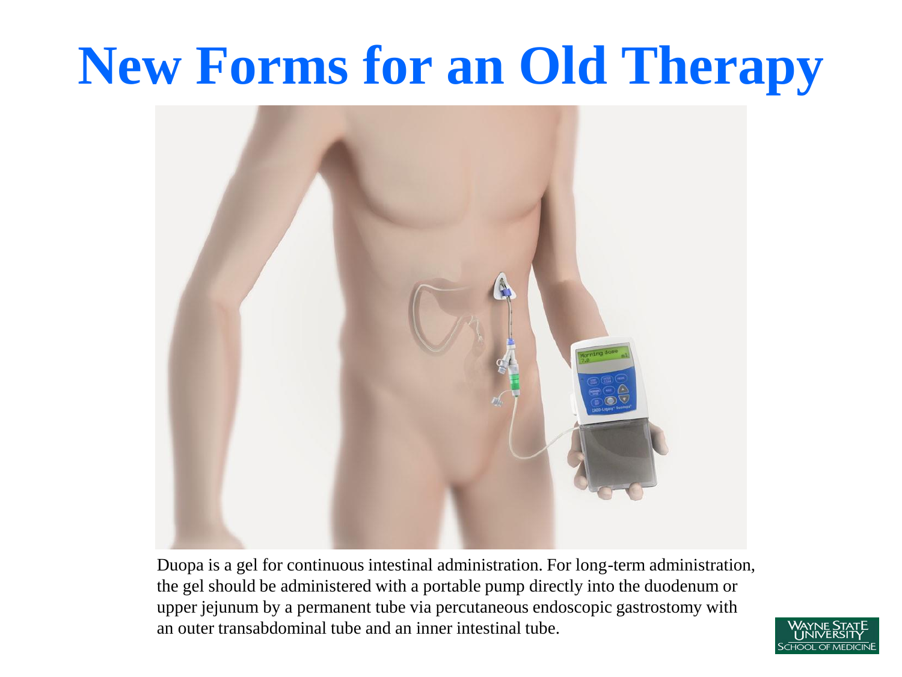# New Forms for an Old Therapy

Duopa is a gel for continuous intestinal administration. For long-term administration, the gel should be administered with a portable pump directly into the duodenum or upper jejunum by a permanent tube via percutaneous endoscopic gastrostomy with an outer transabdominal tube and an inner intestinal tube.